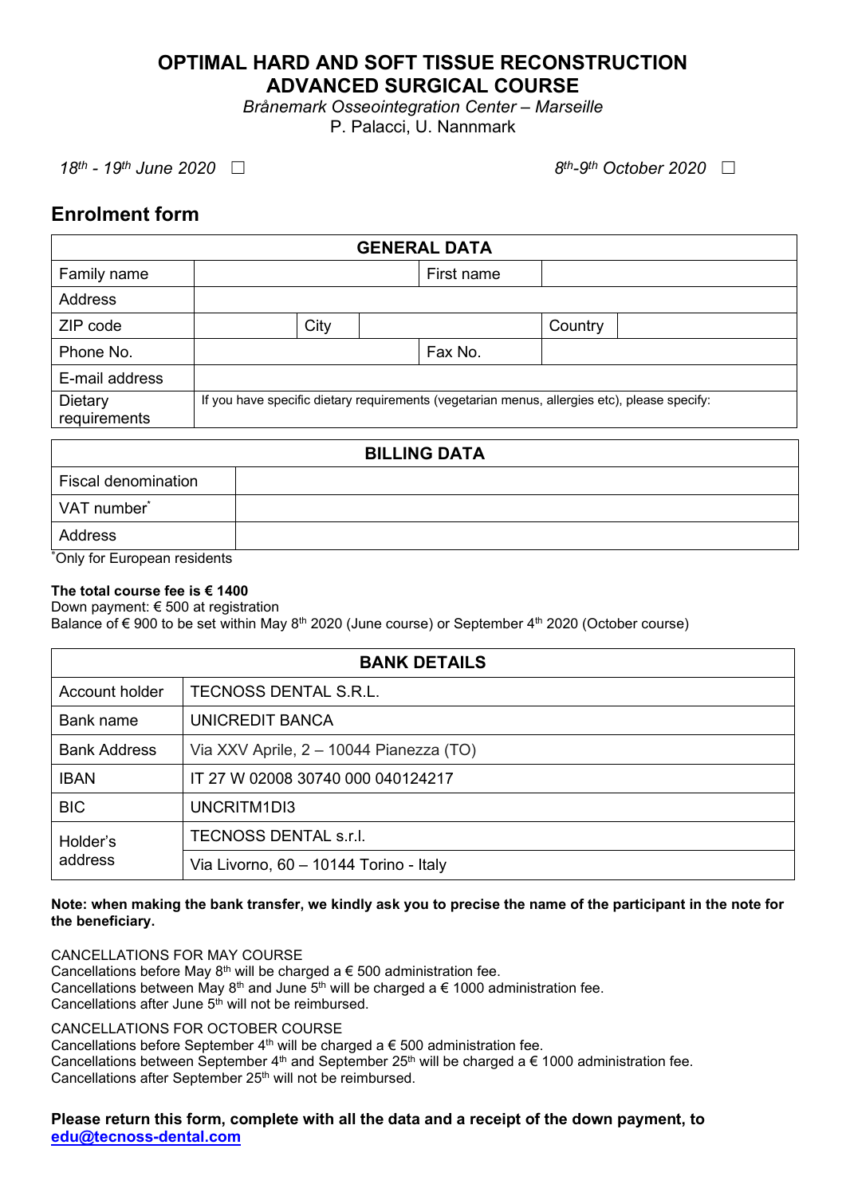# OPTIMAL HARD AND SOFT TISSUE RECONSTRUCTION ADVANCED SURGICAL COURSE

*Brånemark Osseointegration Center – Marseille*

P. Palacci, U. Nannmark

*18th - 19th June 2020* ☐ *8th-9th October 2020* ☐

## Enrolment form

| GENERAL DATA | | | | | |
|---|---|---|---|---|---|
| Family name | | | First name | | |
| Address | | | | | |
| ZIP code | | City | | Country | |
| Phone No. | | | Fax No. | | |
| E-mail address | | | | | |
| Dietary requirements | If you have specific dietary requirements (vegetarian menus, allergies etc), please specify: | | | | |

| BILLING DATA | |
|---|---|
| Fiscal denomination | |
| VAT number* | |
| Address | |

*Only for European residents

**The total course fee is € 1400**

Down payment: € 500 at registration

Balance of € 900 to be set within May 8th 2020 (June course) or September 4th 2020 (October course)

| BANK DETAILS | |
|---|---|
| Account holder | TECNOSS DENTAL S.R.L. |
| Bank name | UNICREDIT BANCA |
| Bank Address | Via XXV Aprile, 2 – 10044 Pianezza (TO) |
| IBAN | IT 27 W 02008 30740 000 040124217 |
| BIC | UNCRITM1DI3 |
| Holder's address | TECNOSS DENTAL s.r.l. |
| | Via Livorno, 60 – 10144 Torino - Italy |

**Note: when making the bank transfer, we kindly ask you to precise the name of the participant in the note for the beneficiary.**

CANCELLATIONS FOR MAY COURSE

Cancellations before May 8th will be charged a € 500 administration fee.

Cancellations between May 8th and June 5th will be charged a € 1000 administration fee.

Cancellations after June 5th will not be reimbursed.

CANCELLATIONS FOR OCTOBER COURSE

Cancellations before September 4th will be charged a € 500 administration fee.

Cancellations between September 4th and September 25th will be charged a € 1000 administration fee.

Cancellations after September 25th will not be reimbursed.

**Please return this form, complete with all the data and a receipt of the down payment, to [edu@tecnoss-dental.com](mailto:edu@tecnoss-dental.com)**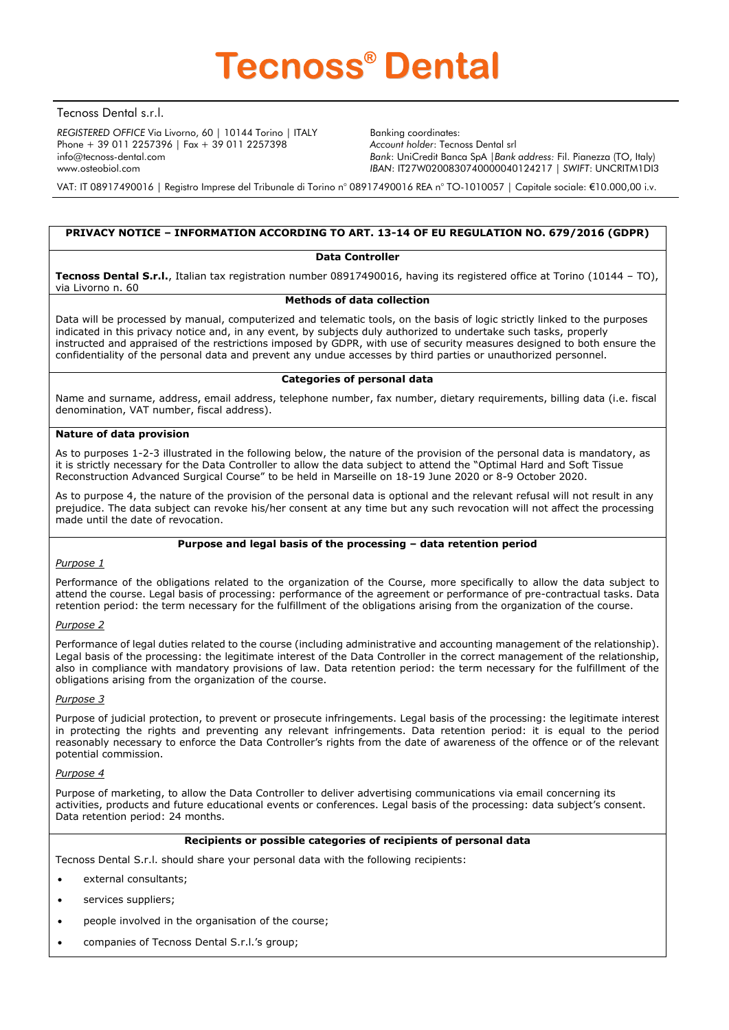# Tecnoss® Dental

Tecnoss Dental s.r.l.

*REGISTERED OFFICE* Via Livorno, 60 | 10144 Torino | ITALY
Phone + 39 011 2257396 | Fax + 39 011 2257398
info@tecnoss-dental.com
www.osteobiol.com

Banking coordinates:
*Account holder*: Tecnoss Dental srl
*Bank*: UniCredit Banca SpA |*Bank address:* Fil. Pianezza (TO, Italy)
*IBAN*: IT27W0200830740000040124217 | *SWIFT*: UNCRITM1DI3

VAT: IT 08917490016 | Registro Imprese del Tribunale di Torino n° 08917490016 REA n° TO-1010057 | Capitale sociale: €10.000,00 i.v.

## PRIVACY NOTICE – INFORMATION ACCORDING TO ART. 13-14 OF EU REGULATION NO. 679/2016 (GDPR)

### Data Controller

**Tecnoss Dental S.r.l.**, Italian tax registration number 08917490016, having its registered office at Torino (10144 – TO), via Livorno n. 60

### Methods of data collection

Data will be processed by manual, computerized and telematic tools, on the basis of logic strictly linked to the purposes indicated in this privacy notice and, in any event, by subjects duly authorized to undertake such tasks, properly instructed and appraised of the restrictions imposed by GDPR, with use of security measures designed to both ensure the confidentiality of the personal data and prevent any undue accesses by third parties or unauthorized personnel.

### Categories of personal data

Name and surname, address, email address, telephone number, fax number, dietary requirements, billing data (i.e. fiscal denomination, VAT number, fiscal address).

### Nature of data provision

As to purposes 1-2-3 illustrated in the following below, the nature of the provision of the personal data is mandatory, as it is strictly necessary for the Data Controller to allow the data subject to attend the "Optimal Hard and Soft Tissue Reconstruction Advanced Surgical Course" to be held in Marseille on 18-19 June 2020 or 8-9 October 2020.

As to purpose 4, the nature of the provision of the personal data is optional and the relevant refusal will not result in any prejudice. The data subject can revoke his/her consent at any time but any such revocation will not affect the processing made until the date of revocation.

### Purpose and legal basis of the processing – data retention period

*Purpose 1*

Performance of the obligations related to the organization of the Course, more specifically to allow the data subject to attend the course. Legal basis of processing: performance of the agreement or performance of pre-contractual tasks. Data retention period: the term necessary for the fulfillment of the obligations arising from the organization of the course.

*Purpose 2*

Performance of legal duties related to the course (including administrative and accounting management of the relationship). Legal basis of the processing: the legitimate interest of the Data Controller in the correct management of the relationship, also in compliance with mandatory provisions of law. Data retention period: the term necessary for the fulfillment of the obligations arising from the organization of the course.

*Purpose 3*

Purpose of judicial protection, to prevent or prosecute infringements. Legal basis of the processing: the legitimate interest in protecting the rights and preventing any relevant infringements. Data retention period: it is equal to the period reasonably necessary to enforce the Data Controller's rights from the date of awareness of the offence or of the relevant potential commission.

*Purpose 4*

Purpose of marketing, to allow the Data Controller to deliver advertising communications via email concerning its activities, products and future educational events or conferences. Legal basis of the processing: data subject's consent. Data retention period: 24 months.

### Recipients or possible categories of recipients of personal data

Tecnoss Dental S.r.l. should share your personal data with the following recipients:

- external consultants;
- services suppliers;
- people involved in the organisation of the course;
- companies of Tecnoss Dental S.r.l.'s group;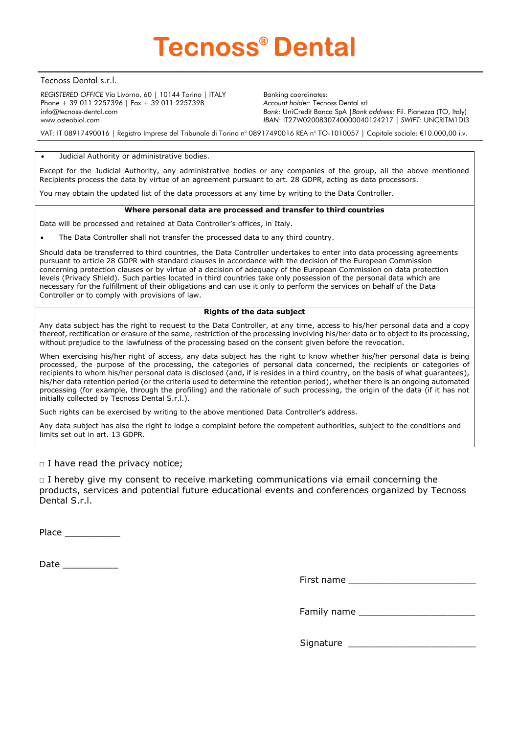# Tecnoss® Dental

Tecnoss Dental s.r.l.

*REGISTERED OFFICE* Via Livorno, 60 | 10144 Torino | ITALY
Phone + 39 011 2257396 | Fax + 39 011 2257398
info@tecnoss-dental.com
www.osteobiol.com

Banking coordinates:
*Account holder*: Tecnoss Dental srl
*Bank*: UniCredit Banca SpA |*Bank address:* Fil. Pianezza (TO, Italy)
*IBAN*: IT27W0200830740000040124217 | *SWIFT*: UNCRITM1DI3

VAT: IT 08917490016 | Registro Imprese del Tribunale di Torino n° 08917490016 REA n° TO-1010057 | Capitale sociale: €10.000,00 i.v.

- Judicial Authority or administrative bodies.

Except for the Judicial Authority, any administrative bodies or any companies of the group, all the above mentioned Recipients process the data by virtue of an agreement pursuant to art. 28 GDPR, acting as data processors.

You may obtain the updated list of the data processors at any time by writing to the Data Controller.

**Where personal data are processed and transfer to third countries**

Data will be processed and retained at Data Controller's offices, in Italy.

- The Data Controller shall not transfer the processed data to any third country.

Should data be transferred to third countries, the Data Controller undertakes to enter into data processing agreements pursuant to article 28 GDPR with standard clauses in accordance with the decision of the European Commission concerning protection clauses or by virtue of a decision of adequacy of the European Commission on data protection levels (Privacy Shield). Such parties located in third countries take only possession of the personal data which are necessary for the fulfillment of their obligations and can use it only to perform the services on behalf of the Data Controller or to comply with provisions of law.

**Rights of the data subject**

Any data subject has the right to request to the Data Controller, at any time, access to his/her personal data and a copy thereof, rectification or erasure of the same, restriction of the processing involving his/her data or to object to its processing, without prejudice to the lawfulness of the processing based on the consent given before the revocation.

When exercising his/her right of access, any data subject has the right to know whether his/her personal data is being processed, the purpose of the processing, the categories of personal data concerned, the recipients or categories of recipients to whom his/her personal data is disclosed (and, if is resides in a third country, on the basis of what guarantees), his/her data retention period (or the criteria used to determine the retention period), whether there is an ongoing automated processing (for example, through the profiling) and the rationale of such processing, the origin of the data (if it has not initially collected by Tecnoss Dental S.r.l.).

Such rights can be exercised by writing to the above mentioned Data Controller's address.

Any data subject has also the right to lodge a complaint before the competent authorities, subject to the conditions and limits set out in art. 13 GDPR.

□ I have read the privacy notice;

□ I hereby give my consent to receive marketing communications via email concerning the products, services and potential future educational events and conferences organized by Tecnoss Dental S.r.l.

Place __________

Date __________

First name _______________________

Family name ____________________

Signature ______________________